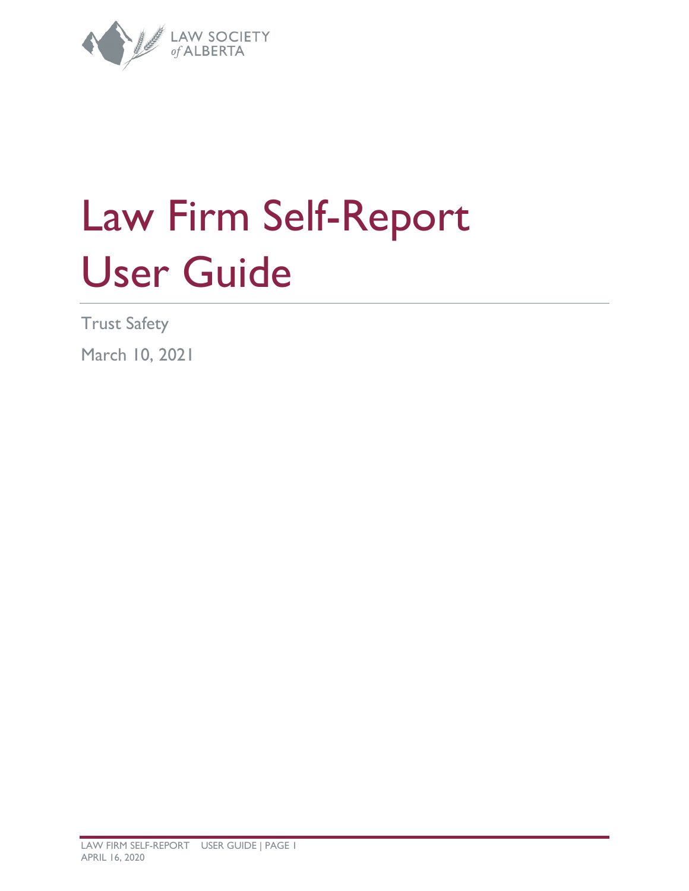LAW SOCIETY of ALBERTA

# Law Firm Self-Report User Guide

Trust Safety

March 10, 2021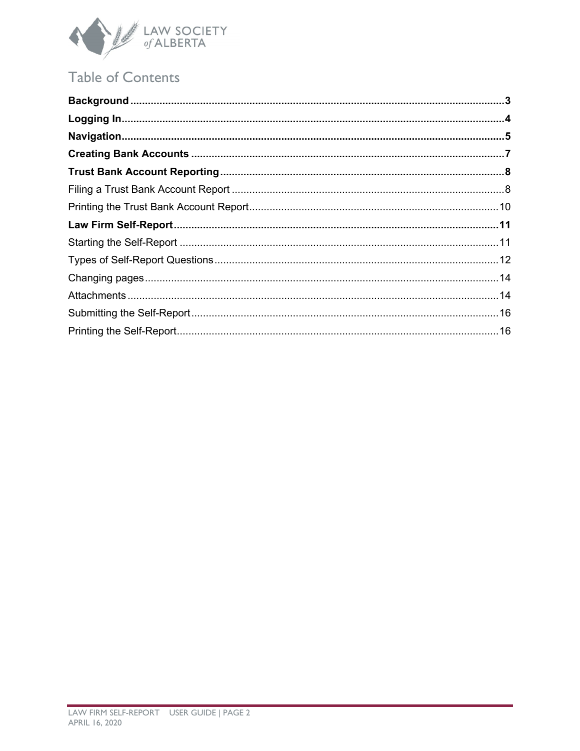# Table of Contents

**Background** ..... **3**

**Logging In** ..... **4**

**Navigation** ..... **5**

**Creating Bank Accounts** ..... **7**

**Trust Bank Account Reporting** ..... **8**

- Filing a Trust Bank Account Report ..... 8
- Printing the Trust Bank Account Report ..... 10

**Law Firm Self-Report** ..... **11**

- Starting the Self-Report ..... 11
- Types of Self-Report Questions ..... 12
- Changing pages ..... 14
- Attachments ..... 14
- Submitting the Self-Report ..... 16
- Printing the Self-Report ..... 16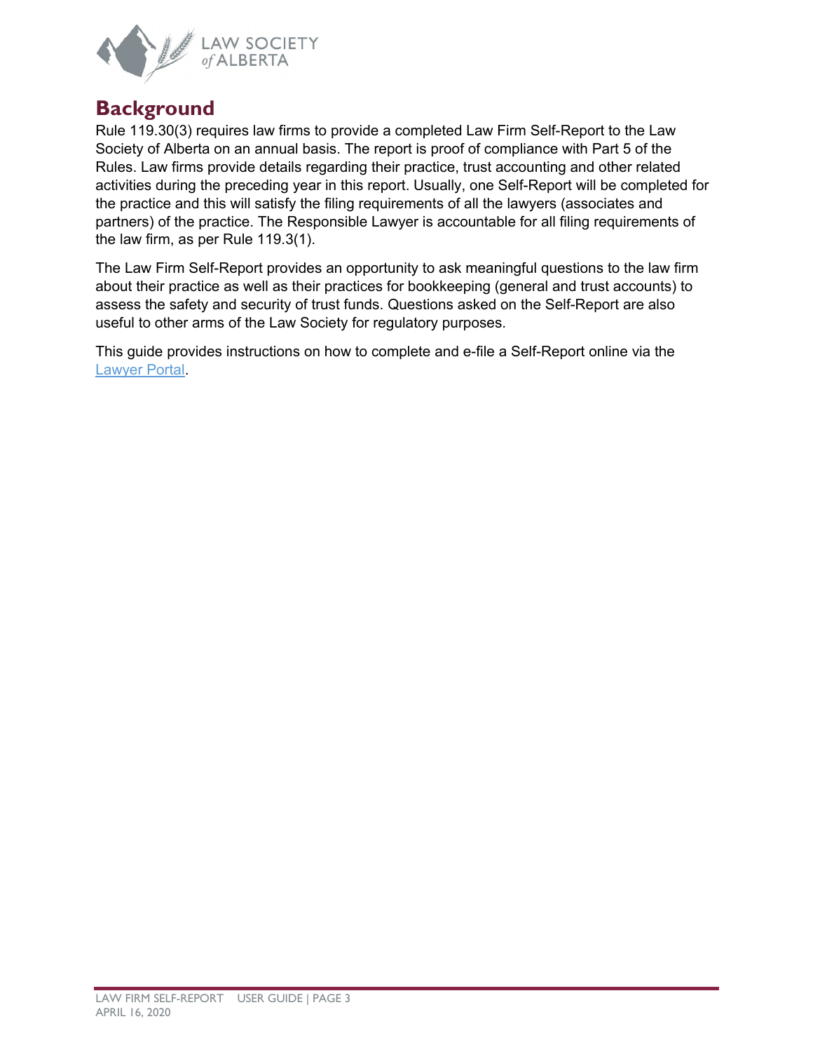## Background

Rule 119.30(3) requires law firms to provide a completed Law Firm Self-Report to the Law Society of Alberta on an annual basis. The report is proof of compliance with Part 5 of the Rules. Law firms provide details regarding their practice, trust accounting and other related activities during the preceding year in this report. Usually, one Self-Report will be completed for the practice and this will satisfy the filing requirements of all the lawyers (associates and partners) of the practice. The Responsible Lawyer is accountable for all filing requirements of the law firm, as per Rule 119.3(1).

The Law Firm Self-Report provides an opportunity to ask meaningful questions to the law firm about their practice as well as their practices for bookkeeping (general and trust accounts) to assess the safety and security of trust funds. Questions asked on the Self-Report are also useful to other arms of the Law Society for regulatory purposes.

This guide provides instructions on how to complete and e-file a Self-Report online via the Lawyer Portal.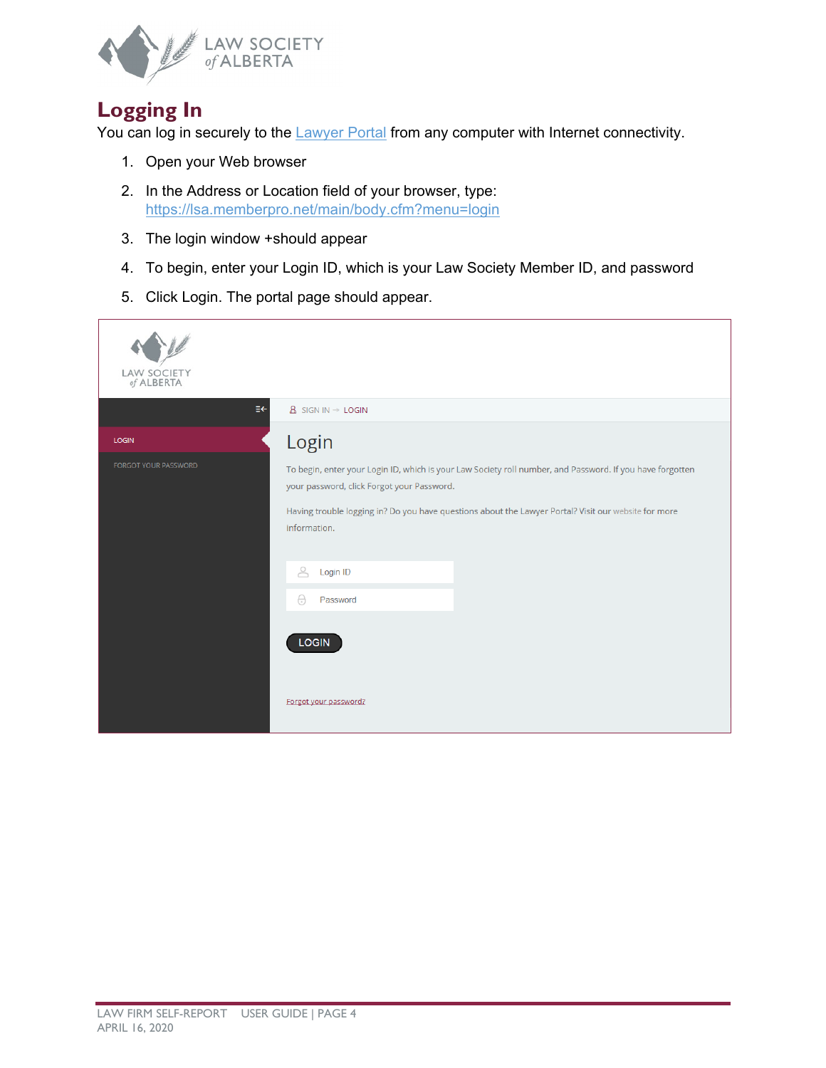# Logging In

You can log in securely to the [Lawyer Portal](https://lsa.memberpro.net/main/body.cfm?menu=login) from any computer with Internet connectivity.

1. Open your Web browser
2. In the Address or Location field of your browser, type: https://lsa.memberpro.net/main/body.cfm?menu=login
3. The login window +should appear
4. To begin, enter your Login ID, which is your Law Society Member ID, and password
5. Click Login. The portal page should appear.

LAW SOCIETY of ALBERTA

SIGN IN → LOGIN

LOGIN

FORGOT YOUR PASSWORD

## Login

To begin, enter your Login ID, which is your Law Society roll number, and Password. If you have forgotten your password, click Forgot your Password.

Having trouble logging in? Do you have questions about the Lawyer Portal? Visit our website for more information.

Login ID

Password

LOGIN

Forgot your password?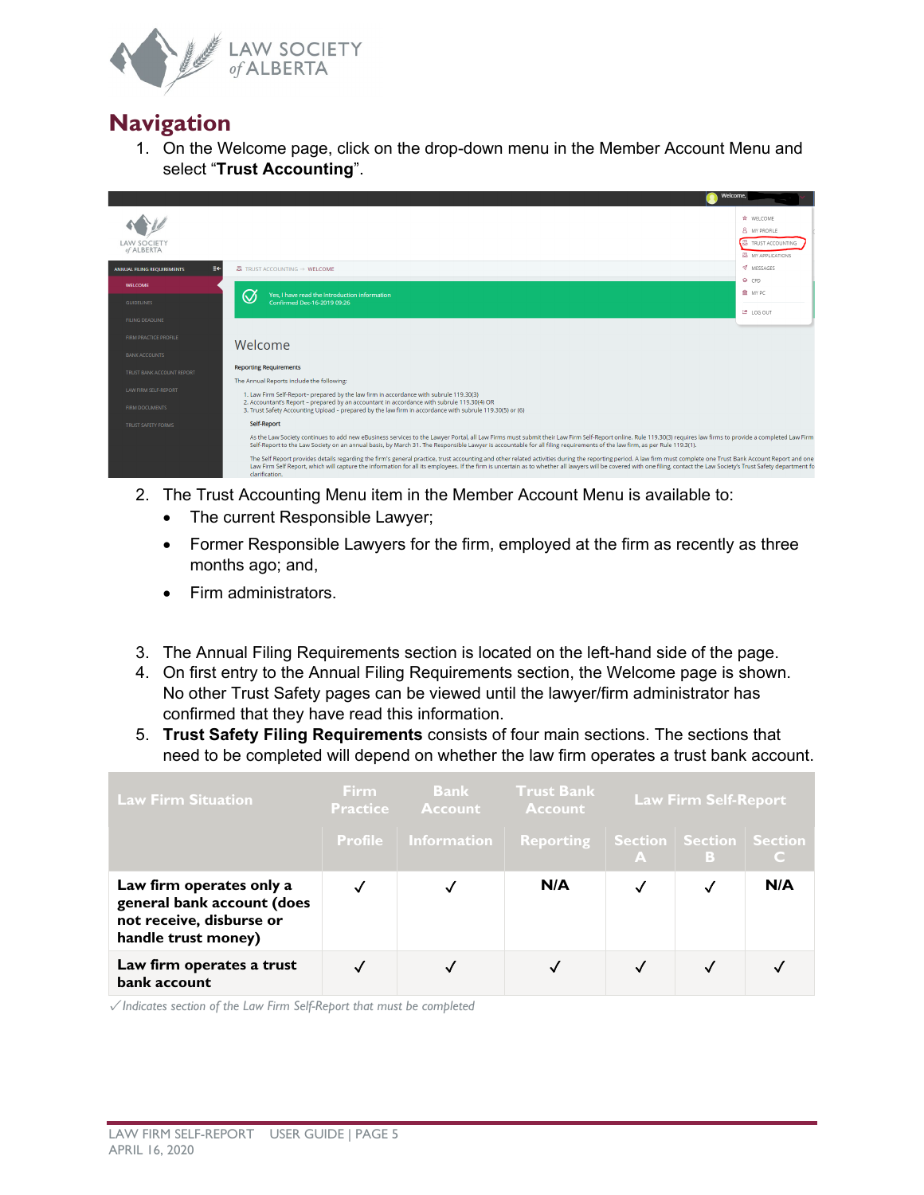# Navigation

1. On the Welcome page, click on the drop-down menu in the Member Account Menu and select "**Trust Accounting**".

2. The Trust Accounting Menu item in the Member Account Menu is available to:
   - The current Responsible Lawyer;
   - Former Responsible Lawyers for the firm, employed at the firm as recently as three months ago; and,
   - Firm administrators.

3. The Annual Filing Requirements section is located on the left-hand side of the page.
4. On first entry to the Annual Filing Requirements section, the Welcome page is shown. No other Trust Safety pages can be viewed until the lawyer/firm administrator has confirmed that they have read this information.
5. **Trust Safety Filing Requirements** consists of four main sections. The sections that need to be completed will depend on whether the law firm operates a trust bank account.

| Law Firm Situation | Firm Practice | Bank Account | Trust Bank Account | Law Firm Self-Report | | |
|---|---|---|---|---|---|---|
| | Profile | Information | Reporting | Section A | Section B | Section C |
| **Law firm operates only a general bank account (does not receive, disburse or handle trust money)** | ✓ | ✓ | N/A | ✓ | ✓ | N/A |
| **Law firm operates a trust bank account** | ✓ | ✓ | ✓ | ✓ | ✓ | ✓ |

*✓ Indicates section of the Law Firm Self-Report that must be completed*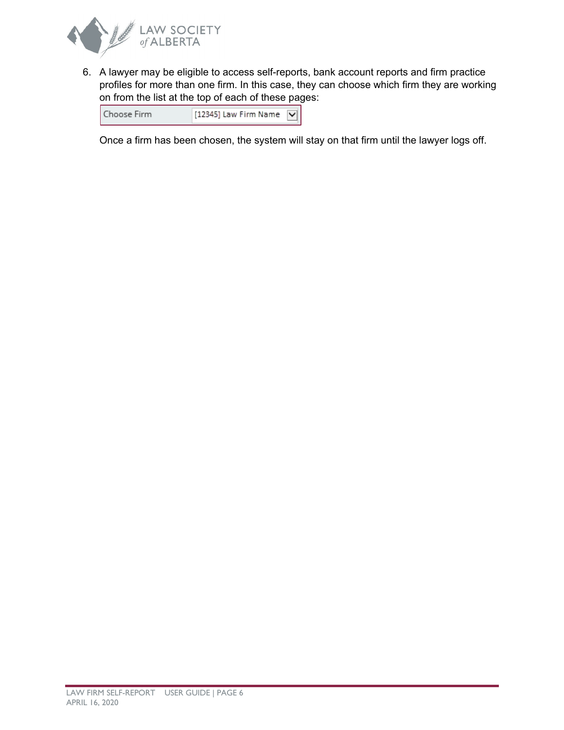6. A lawyer may be eligible to access self-reports, bank account reports and firm practice profiles for more than one firm. In this case, they can choose which firm they are working on from the list at the top of each of these pages:

   | Choose Firm | [12345] Law Firm Name |
   |---|---|

   Once a firm has been chosen, the system will stay on that firm until the lawyer logs off.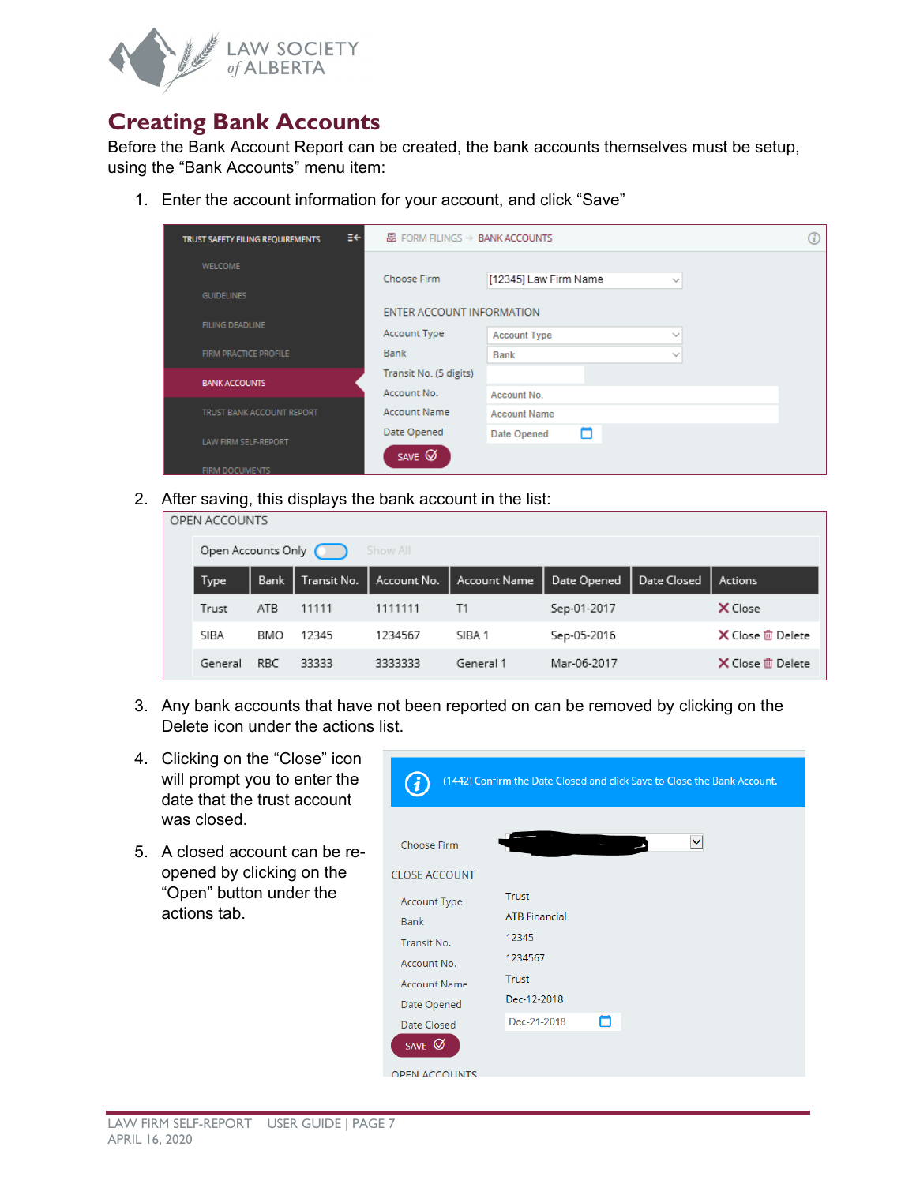# Creating Bank Accounts

Before the Bank Account Report can be created, the bank accounts themselves must be setup, using the "Bank Accounts" menu item:

1. Enter the account information for your account, and click "Save"

TRUST SAFETY FILING REQUIREMENTS

- WELCOME
- GUIDELINES
- FILING DEADLINE
- FIRM PRACTICE PROFILE
- BANK ACCOUNTS
- TRUST BANK ACCOUNT REPORT
- LAW FIRM SELF-REPORT
- FIRM DOCUMENTS

FORM FILINGS → BANK ACCOUNTS

Choose Firm: [12345] Law Firm Name

ENTER ACCOUNT INFORMATION

- Account Type: Account Type
- Bank: Bank
- Transit No. (5 digits):
- Account No.: Account No.
- Account Name: Account Name
- Date Opened: Date Opened

SAVE

2. After saving, this displays the bank account in the list:

OPEN ACCOUNTS

Open Accounts Only   Show All

| Type | Bank | Transit No. | Account No. | Account Name | Date Opened | Date Closed | Actions |
|---|---|---|---|---|---|---|---|
| Trust | ATB | 11111 | 1111111 | T1 | Sep-01-2017 | | Close |
| SIBA | BMO | 12345 | 1234567 | SIBA 1 | Sep-05-2016 | | Close Delete |
| General | RBC | 33333 | 3333333 | General 1 | Mar-06-2017 | | Close Delete |

3. Any bank accounts that have not been reported on can be removed by clicking on the Delete icon under the actions list.

4. Clicking on the "Close" icon will prompt you to enter the date that the trust account was closed.

5. A closed account can be re-opened by clicking on the "Open" button under the actions tab.

(1442) Confirm the Date Closed and click Save to Close the Bank Account.

Choose Firm

CLOSE ACCOUNT

- Account Type: Trust
- Bank: ATB Financial
- Transit No.: 12345
- Account No.: 1234567
- Account Name: Trust
- Date Opened: Dec-12-2018
- Date Closed: Dec-21-2018

SAVE

OPEN ACCOUNTS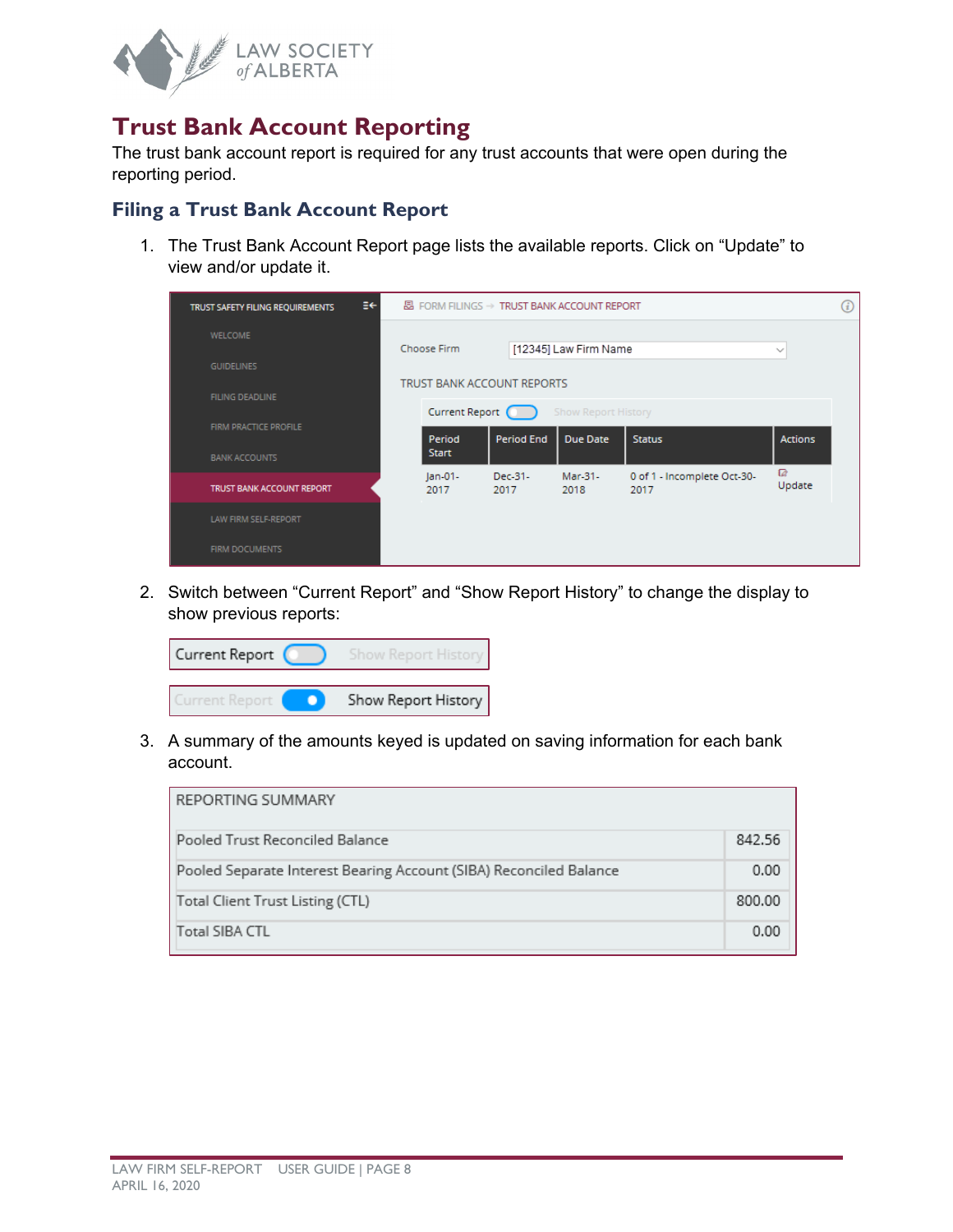# Trust Bank Account Reporting

The trust bank account report is required for any trust accounts that were open during the reporting period.

## Filing a Trust Bank Account Report

1. The Trust Bank Account Report page lists the available reports. Click on "Update" to view and/or update it.

2. Switch between "Current Report" and "Show Report History" to change the display to show previous reports:

3. A summary of the amounts keyed is updated on saving information for each bank account.

| REPORTING SUMMARY | |
|---|---|
| Pooled Trust Reconciled Balance | 842.56 |
| Pooled Separate Interest Bearing Account (SIBA) Reconciled Balance | 0.00 |
| Total Client Trust Listing (CTL) | 800.00 |
| Total SIBA CTL | 0.00 |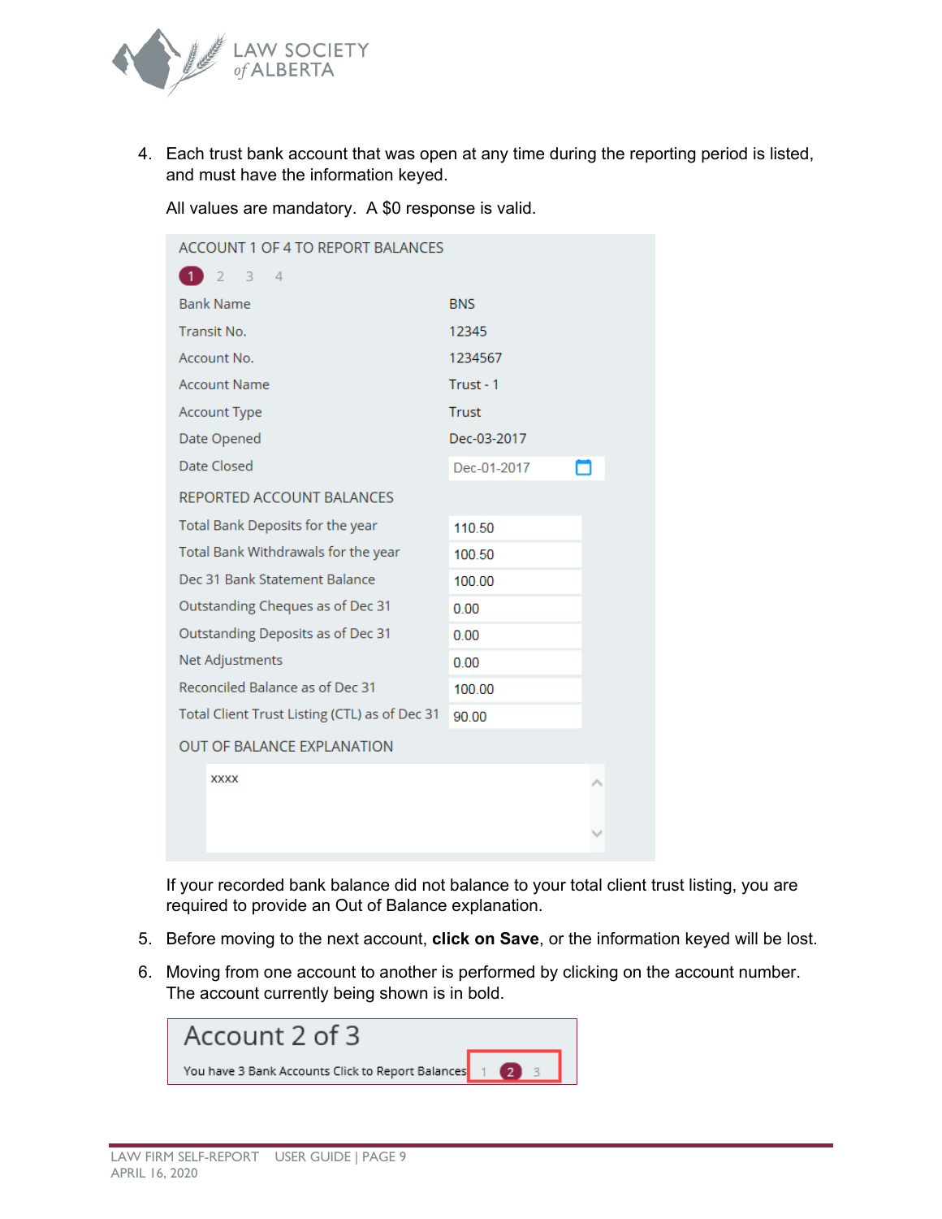4. Each trust bank account that was open at any time during the reporting period is listed, and must have the information keyed.

   All values are mandatory. A $0 response is valid.

   ACCOUNT 1 OF 4 TO REPORT BALANCES

   1 2 3 4

   | | |
   |---|---|
   | Bank Name | BNS |
   | Transit No. | 12345 |
   | Account No. | 1234567 |
   | Account Name | Trust - 1 |
   | Account Type | Trust |
   | Date Opened | Dec-03-2017 |
   | Date Closed | Dec-01-2017 |

   REPORTED ACCOUNT BALANCES

   | | |
   |---|---|
   | Total Bank Deposits for the year | 110.50 |
   | Total Bank Withdrawals for the year | 100.50 |
   | Dec 31 Bank Statement Balance | 100.00 |
   | Outstanding Cheques as of Dec 31 | 0.00 |
   | Outstanding Deposits as of Dec 31 | 0.00 |
   | Net Adjustments | 0.00 |
   | Reconciled Balance as of Dec 31 | 100.00 |
   | Total Client Trust Listing (CTL) as of Dec 31 | 90.00 |

   OUT OF BALANCE EXPLANATION

   xxxx

   If your recorded bank balance did not balance to your total client trust listing, you are required to provide an Out of Balance explanation.

5. Before moving to the next account, **click on Save**, or the information keyed will be lost.

6. Moving from one account to another is performed by clicking on the account number. The account currently being shown is in bold.

   Account 2 of 3

   You have 3 Bank Accounts Click to Report Balances 1 2 3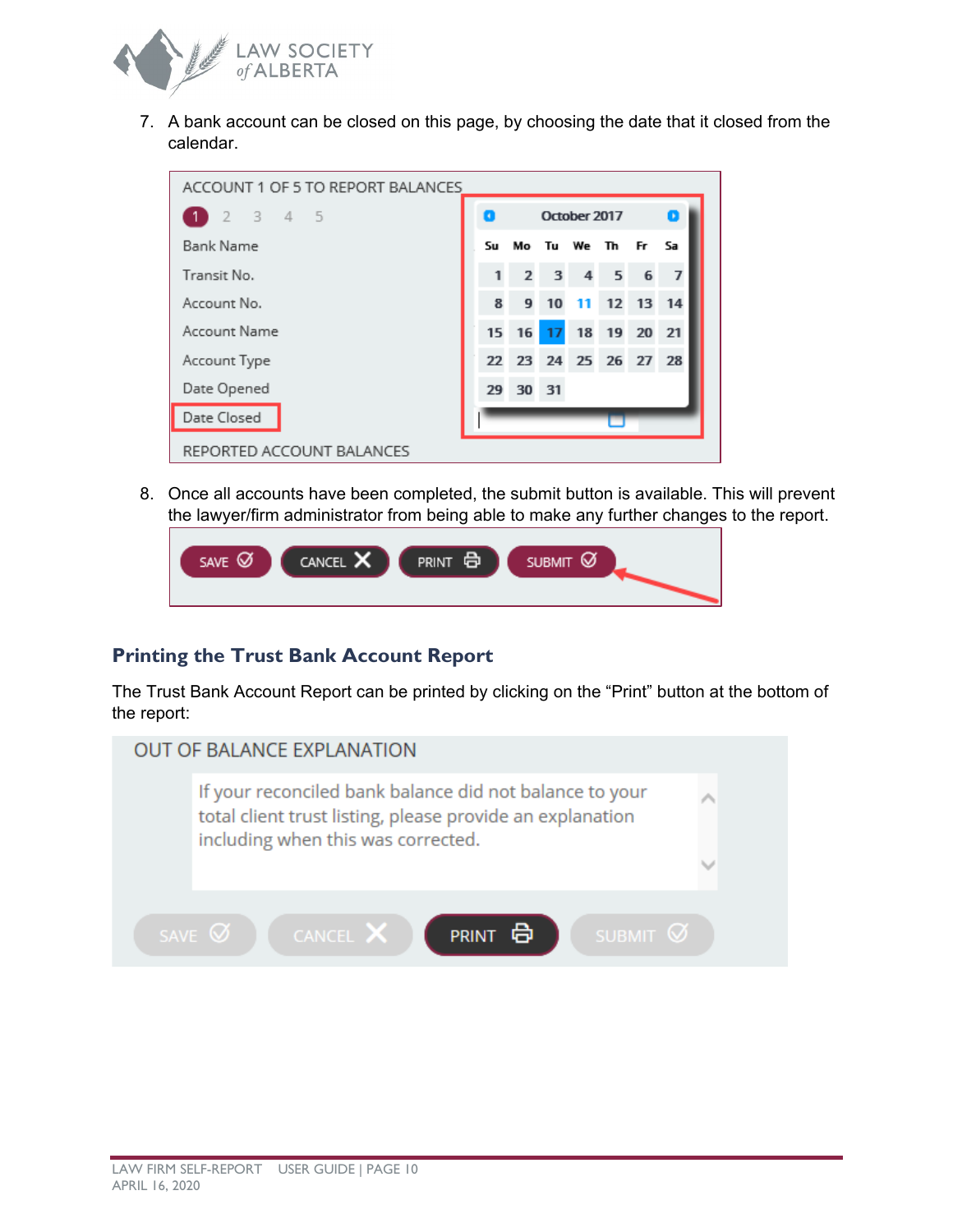7. A bank account can be closed on this page, by choosing the date that it closed from the calendar.

8. Once all accounts have been completed, the submit button is available. This will prevent the lawyer/firm administrator from being able to make any further changes to the report.

## Printing the Trust Bank Account Report

The Trust Bank Account Report can be printed by clicking on the “Print” button at the bottom of the report: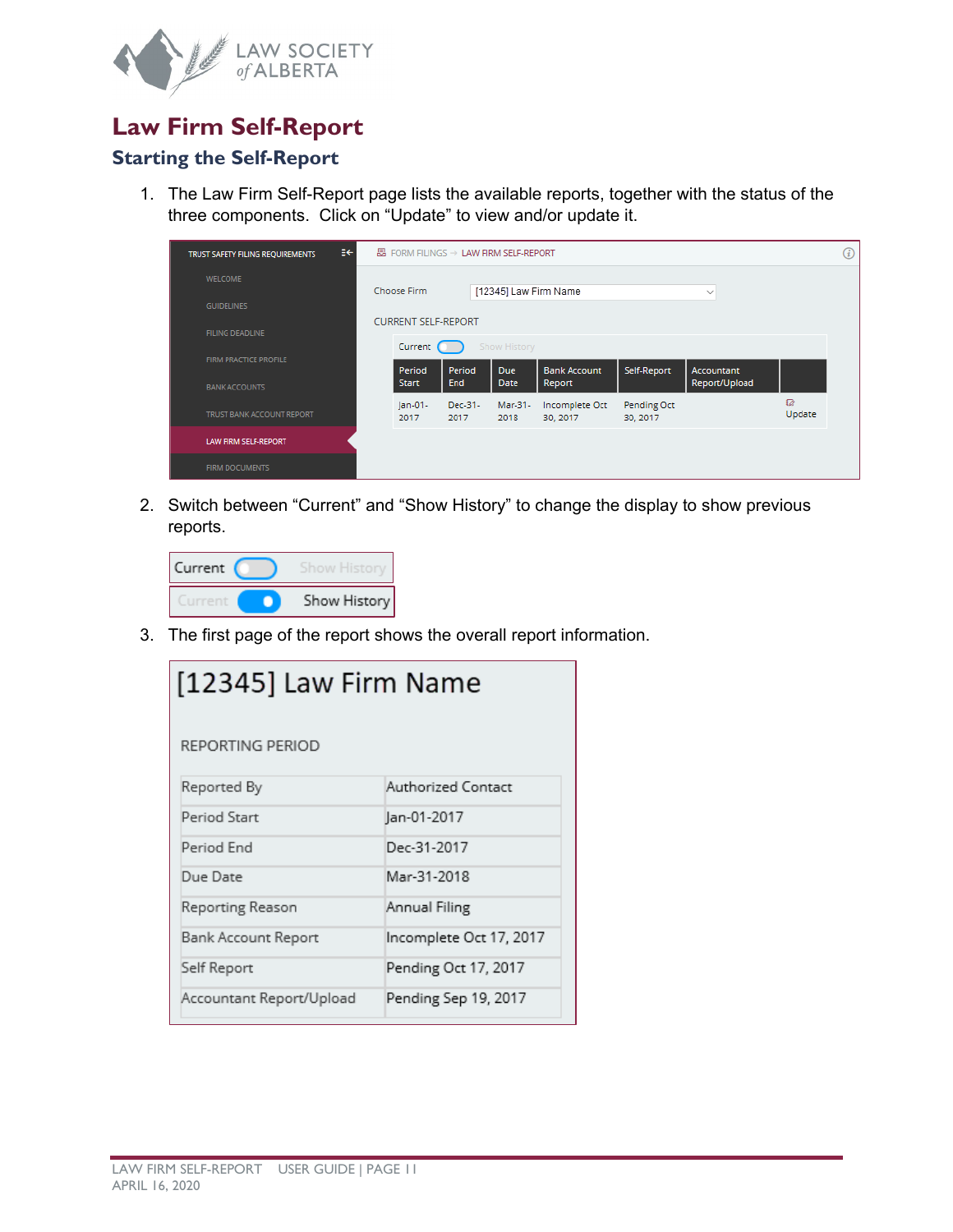# Law Firm Self-Report

## Starting the Self-Report

1. The Law Firm Self-Report page lists the available reports, together with the status of the three components. Click on "Update" to view and/or update it.

TRUST SAFETY FILING REQUIREMENTS

- WELCOME
- GUIDELINES
- FILING DEADLINE
- FIRM PRACTICE PROFILE
- BANK ACCOUNTS
- TRUST BANK ACCOUNT REPORT
- LAW FIRM SELF-REPORT
- FIRM DOCUMENTS

FORM FILINGS → LAW FIRM SELF-REPORT

Choose Firm: [12345] Law Firm Name

CURRENT SELF-REPORT

Current / Show History

| Period Start | Period End | Due Date | Bank Account Report | Self-Report | Accountant Report/Upload | |
|---|---|---|---|---|---|---|
| Jan-01-2017 | Dec-31-2017 | Mar-31-2018 | Incomplete Oct 30, 2017 | Pending Oct 30, 2017 | | Update |

2. Switch between "Current" and "Show History" to change the display to show previous reports.

Current / Show History

Current / Show History

3. The first page of the report shows the overall report information.

[12345] Law Firm Name

REPORTING PERIOD

| | |
|---|---|
| Reported By | Authorized Contact |
| Period Start | Jan-01-2017 |
| Period End | Dec-31-2017 |
| Due Date | Mar-31-2018 |
| Reporting Reason | Annual Filing |
| Bank Account Report | Incomplete Oct 17, 2017 |
| Self Report | Pending Oct 17, 2017 |
| Accountant Report/Upload | Pending Sep 19, 2017 |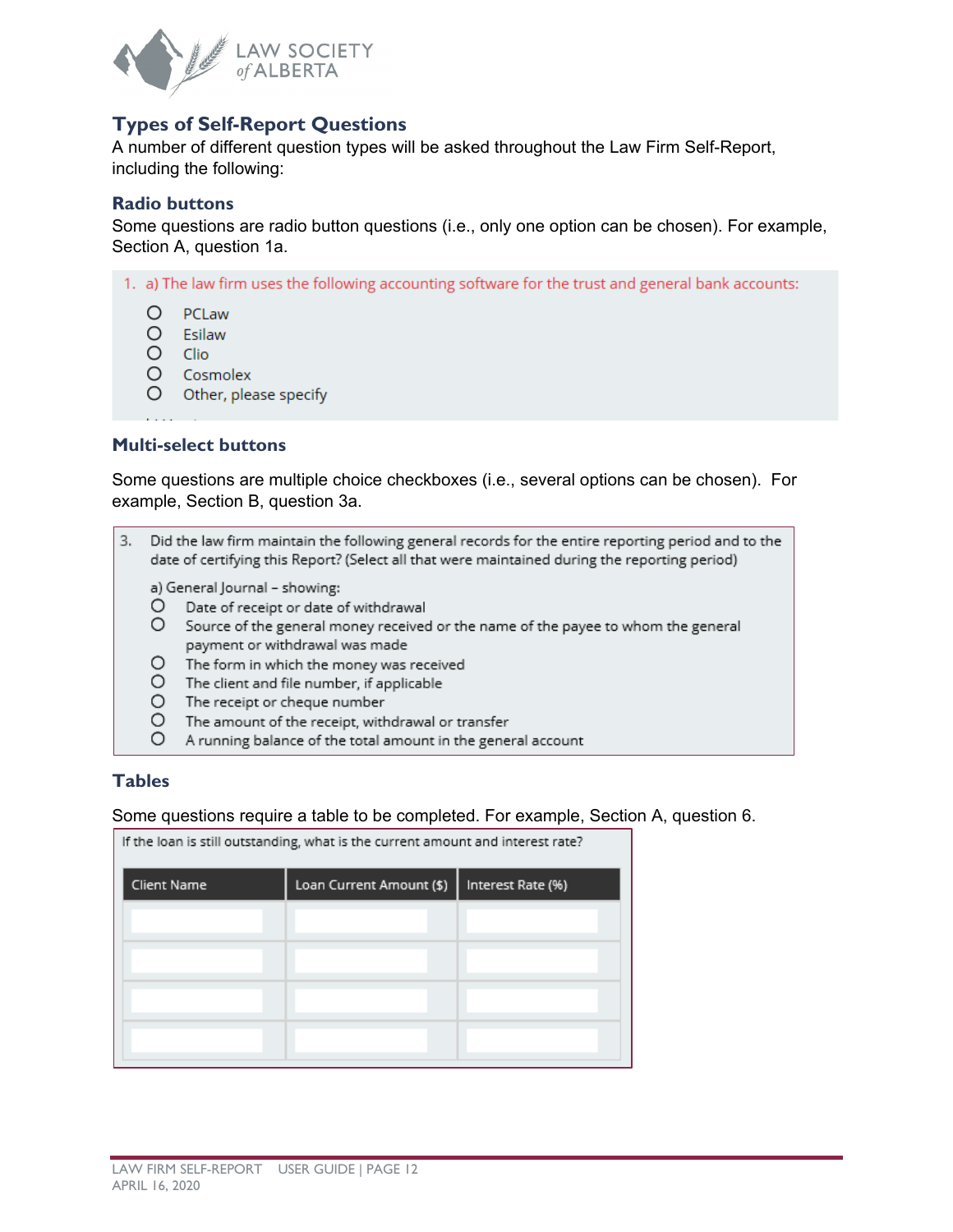## Types of Self-Report Questions

A number of different question types will be asked throughout the Law Firm Self-Report, including the following:

### Radio buttons

Some questions are radio button questions (i.e., only one option can be chosen). For example, Section A, question 1a.

1. a) The law firm uses the following accounting software for the trust and general bank accounts:

- ○ PCLaw
- ○ Esilaw
- ○ Clio
- ○ Cosmolex
- ○ Other, please specify

### Multi-select buttons

Some questions are multiple choice checkboxes (i.e., several options can be chosen). For example, Section B, question 3a.

3. Did the law firm maintain the following general records for the entire reporting period and to the date of certifying this Report? (Select all that were maintained during the reporting period)

a) General Journal – showing:

- ○ Date of receipt or date of withdrawal
- ○ Source of the general money received or the name of the payee to whom the general payment or withdrawal was made
- ○ The form in which the money was received
- ○ The client and file number, if applicable
- ○ The receipt or cheque number
- ○ The amount of the receipt, withdrawal or transfer
- ○ A running balance of the total amount in the general account

### Tables

Some questions require a table to be completed. For example, Section A, question 6.

If the loan is still outstanding, what is the current amount and interest rate?

| Client Name | Loan Current Amount ($) | Interest Rate (%) |
|---|---|---|
| | | |
| | | |
| | | |
| | | |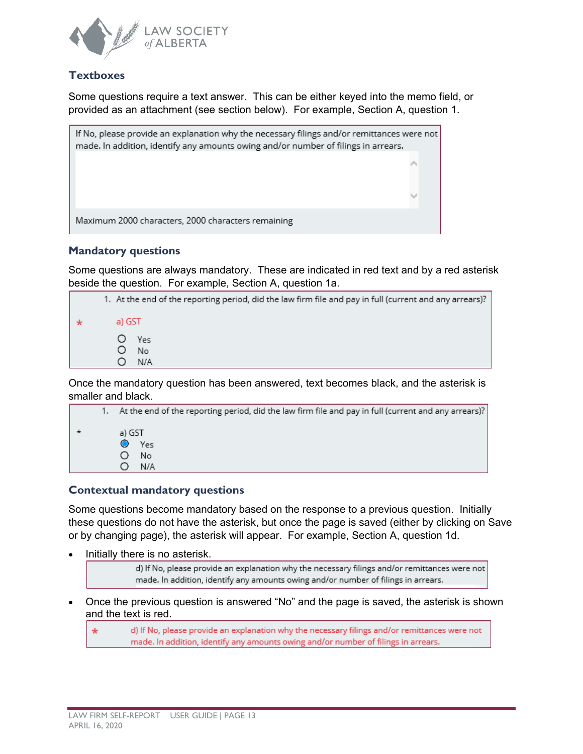### Textboxes

Some questions require a text answer. This can be either keyed into the memo field, or provided as an attachment (see section below). For example, Section A, question 1.

> If No, please provide an explanation why the necessary filings and/or remittances were not made. In addition, identify any amounts owing and/or number of filings in arrears.
>
> Maximum 2000 characters, 2000 characters remaining

### Mandatory questions

Some questions are always mandatory. These are indicated in red text and by a red asterisk beside the question. For example, Section A, question 1a.

> 1. At the end of the reporting period, did the law firm file and pay in full (current and any arrears)?
>
> * a) GST
>
> ○ Yes
> ○ No
> ○ N/A

Once the mandatory question has been answered, text becomes black, and the asterisk is smaller and black.

> 1. At the end of the reporting period, did the law firm file and pay in full (current and any arrears)?
>
> * a) GST
>
> ● Yes
> ○ No
> ○ N/A

### Contextual mandatory questions

Some questions become mandatory based on the response to a previous question. Initially these questions do not have the asterisk, but once the page is saved (either by clicking on Save or by changing page), the asterisk will appear. For example, Section A, question 1d.

- Initially there is no asterisk.

  > d) If No, please provide an explanation why the necessary filings and/or remittances were not made. In addition, identify any amounts owing and/or number of filings in arrears.

- Once the previous question is answered "No" and the page is saved, the asterisk is shown and the text is red.

  > * d) If No, please provide an explanation why the necessary filings and/or remittances were not made. In addition, identify any amounts owing and/or number of filings in arrears.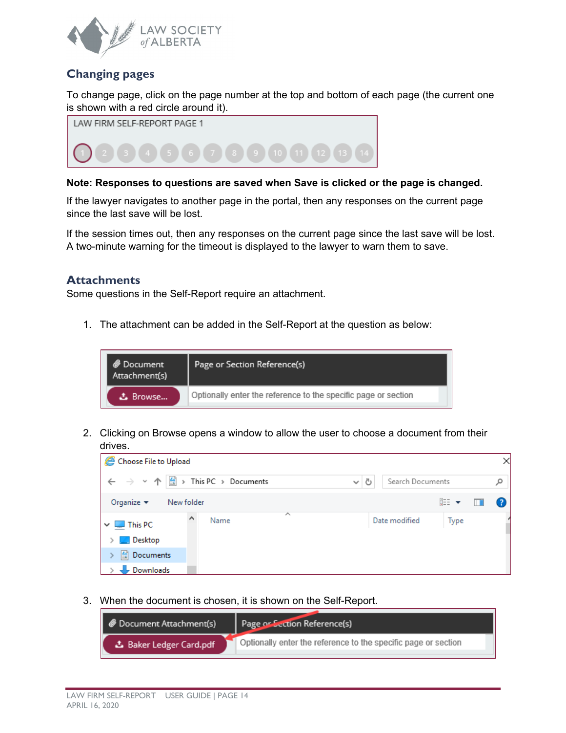## Changing pages

To change page, click on the page number at the top and bottom of each page (the current one is shown with a red circle around it).

**Note: Responses to questions are saved when Save is clicked or the page is changed.**

If the lawyer navigates to another page in the portal, then any responses on the current page since the last save will be lost.

If the session times out, then any responses on the current page since the last save will be lost. A two-minute warning for the timeout is displayed to the lawyer to warn them to save.

## Attachments

Some questions in the Self-Report require an attachment.

1. The attachment can be added in the Self-Report at the question as below:

2. Clicking on Browse opens a window to allow the user to choose a document from their drives.

3. When the document is chosen, it is shown on the Self-Report.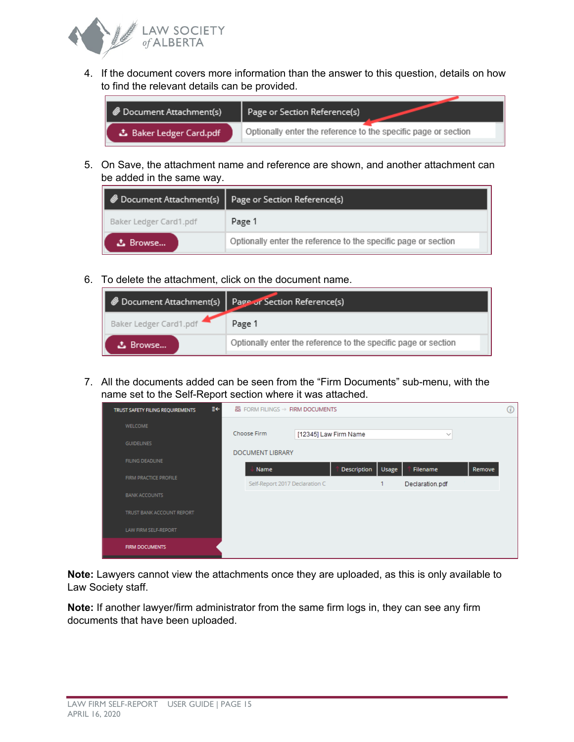4. If the document covers more information than the answer to this question, details on how to find the relevant details can be provided.

| Document Attachment(s) | Page or Section Reference(s) |
| --- | --- |
| Baker Ledger Card.pdf | Optionally enter the reference to the specific page or section |

5. On Save, the attachment name and reference are shown, and another attachment can be added in the same way.

| Document Attachment(s) | Page or Section Reference(s) |
| --- | --- |
| Baker Ledger Card1.pdf | Page 1 |
| Browse... | Optionally enter the reference to the specific page or section |

6. To delete the attachment, click on the document name.

| Document Attachment(s) | Page or Section Reference(s) |
| --- | --- |
| Baker Ledger Card1.pdf | Page 1 |
| Browse... | Optionally enter the reference to the specific page or section |

7. All the documents added can be seen from the "Firm Documents" sub-menu, with the name set to the Self-Report section where it was attached.

TRUST SAFETY FILING REQUIREMENTS
- WELCOME
- GUIDELINES
- FILING DEADLINE
- FIRM PRACTICE PROFILE
- BANK ACCOUNTS
- TRUST BANK ACCOUNT REPORT
- LAW FIRM SELF-REPORT
- FIRM DOCUMENTS

FORM FILINGS → FIRM DOCUMENTS

Choose Firm: [12345] Law Firm Name

DOCUMENT LIBRARY

| Name | Description | Usage | Filename | Remove |
| --- | --- | --- | --- | --- |
| Self-Report 2017 Declaration C | | 1 | Declaration.pdf | |

**Note:** Lawyers cannot view the attachments once they are uploaded, as this is only available to Law Society staff.

**Note:** If another lawyer/firm administrator from the same firm logs in, they can see any firm documents that have been uploaded.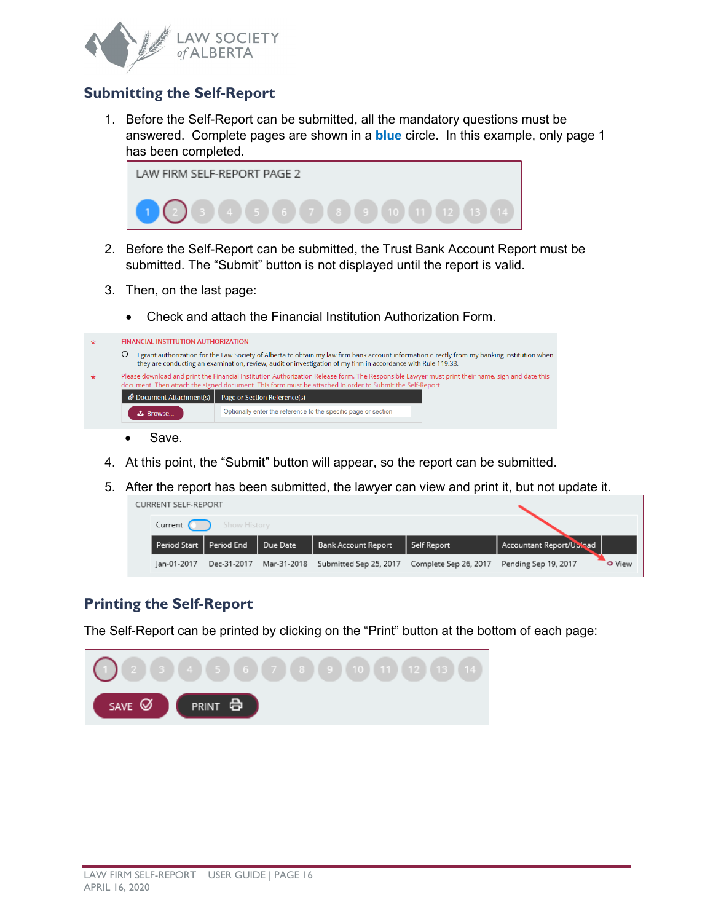## Submitting the Self-Report

1. Before the Self-Report can be submitted, all the mandatory questions must be answered. Complete pages are shown in a **blue** circle. In this example, only page 1 has been completed.

LAW FIRM SELF-REPORT PAGE 2

1 2 3 4 5 6 7 8 9 10 11 12 13 14

2. Before the Self-Report can be submitted, the Trust Bank Account Report must be submitted. The "Submit" button is not displayed until the report is valid.

3. Then, on the last page:

   - Check and attach the Financial Institution Authorization Form.

* FINANCIAL INSTITUTION AUTHORIZATION

I grant authorization for the Law Society of Alberta to obtain my law firm bank account information directly from my banking institution when they are conducting an examination, review, audit or investigation of my firm in accordance with Rule 119.33.

* Please download and print the Financial Institution Authorization Release form. The Responsible Lawyer must print their name, sign and date this document. Then attach the signed document. This form must be attached in order to Submit the Self-Report.

| Document Attachment(s) | Page or Section Reference(s) |
| --- | --- |
| Browse... | Optionally enter the reference to the specific page or section |

   - Save.

4. At this point, the "Submit" button will appear, so the report can be submitted.

5. After the report has been submitted, the lawyer can view and print it, but not update it.

CURRENT SELF-REPORT

Current Show History

| Period Start | Period End | Due Date | Bank Account Report | Self Report | Accountant Report/Upload | |
| --- | --- | --- | --- | --- | --- | --- |
| Jan-01-2017 | Dec-31-2017 | Mar-31-2018 | Submitted Sep 25, 2017 | Complete Sep 26, 2017 | Pending Sep 19, 2017 | View |

## Printing the Self-Report

The Self-Report can be printed by clicking on the "Print" button at the bottom of each page:

1 2 3 4 5 6 7 8 9 10 11 12 13 14

SAVE PRINT